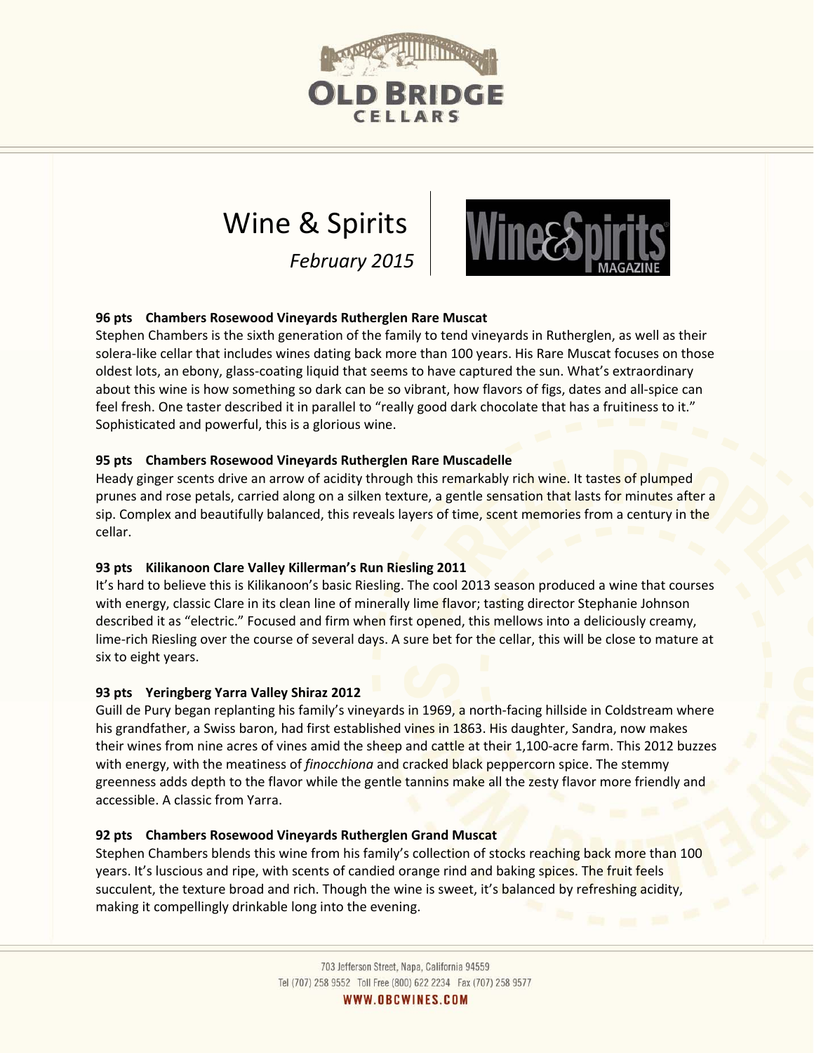# Wine & Spirits

*February 2015*

**96 pts Chambers Rosewood Vineyards Rutherglen Rare Muscat**

Stephen Chambers is the sixth generation of the family to tend vineyards in Rutherglen, as well as their solera-like cellar that includes wines dating back more than 100 years. His Rare Muscat focuses on those oldest lots, an ebony, glass-coating liquid that seems to have captured the sun. What's extraordinary about this wine is how something so dark can be so vibrant, how flavors of figs, dates and all-spice can feel fresh. One taster described it in parallel to "really good dark chocolate that has a fruitiness to it." Sophisticated and powerful, this is a glorious wine.

**95 pts Chambers Rosewood Vineyards Rutherglen Rare Muscadelle**

Heady ginger scents drive an arrow of acidity through this remarkably rich wine. It tastes of plumped prunes and rose petals, carried along on a silken texture, a gentle sensation that lasts for minutes after a sip. Complex and beautifully balanced, this reveals layers of time, scent memories from a century in the cellar.

**93 pts Kilikanoon Clare Valley Killerman's Run Riesling 2011**

It's hard to believe this is Kilikanoon's basic Riesling. The cool 2013 season produced a wine that courses with energy, classic Clare in its clean line of minerally lime flavor; tasting director Stephanie Johnson described it as "electric." Focused and firm when first opened, this mellows into a deliciously creamy, lime-rich Riesling over the course of several days. A sure bet for the cellar, this will be close to mature at six to eight years.

**93 pts Yeringberg Yarra Valley Shiraz 2012**

Guill de Pury began replanting his family's vineyards in 1969, a north-facing hillside in Coldstream where his grandfather, a Swiss baron, had first established vines in 1863. His daughter, Sandra, now makes their wines from nine acres of vines amid the sheep and cattle at their 1,100-acre farm. This 2012 buzzes with energy, with the meatiness of *finocchiona* and cracked black peppercorn spice. The stemmy greenness adds depth to the flavor while the gentle tannins make all the zesty flavor more friendly and accessible. A classic from Yarra.

**92 pts Chambers Rosewood Vineyards Rutherglen Grand Muscat**

Stephen Chambers blends this wine from his family's collection of stocks reaching back more than 100 years. It's luscious and ripe, with scents of candied orange rind and baking spices. The fruit feels succulent, the texture broad and rich. Though the wine is sweet, it's balanced by refreshing acidity, making it compellingly drinkable long into the evening.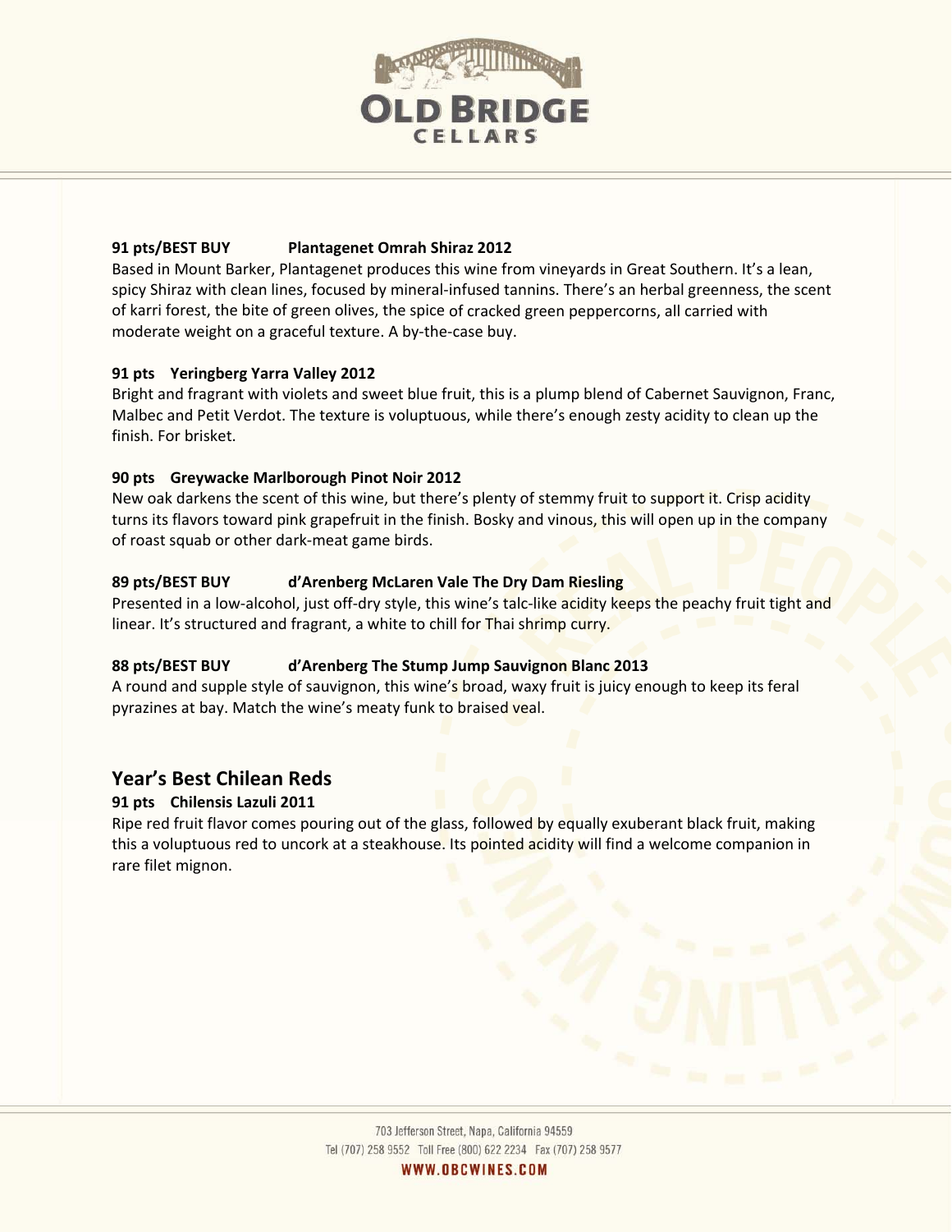**91 pts/BEST BUY Plantagenet Omrah Shiraz 2012**

Based in Mount Barker, Plantagenet produces this wine from vineyards in Great Southern. It's a lean, spicy Shiraz with clean lines, focused by mineral-infused tannins. There's an herbal greenness, the scent of karri forest, the bite of green olives, the spice of cracked green peppercorns, all carried with moderate weight on a graceful texture. A by-the-case buy.

**91 pts Yeringberg Yarra Valley 2012**

Bright and fragrant with violets and sweet blue fruit, this is a plump blend of Cabernet Sauvignon, Franc, Malbec and Petit Verdot. The texture is voluptuous, while there's enough zesty acidity to clean up the finish. For brisket.

**90 pts Greywacke Marlborough Pinot Noir 2012**

New oak darkens the scent of this wine, but there's plenty of stemmy fruit to support it. Crisp acidity turns its flavors toward pink grapefruit in the finish. Bosky and vinous, this will open up in the company of roast squab or other dark-meat game birds.

**89 pts/BEST BUY d'Arenberg McLaren Vale The Dry Dam Riesling**

Presented in a low-alcohol, just off-dry style, this wine's talc-like acidity keeps the peachy fruit tight and linear. It's structured and fragrant, a white to chill for Thai shrimp curry.

**88 pts/BEST BUY d'Arenberg The Stump Jump Sauvignon Blanc 2013**

A round and supple style of sauvignon, this wine's broad, waxy fruit is juicy enough to keep its feral pyrazines at bay. Match the wine's meaty funk to braised veal.

## Year's Best Chilean Reds

**91 pts Chilensis Lazuli 2011**

Ripe red fruit flavor comes pouring out of the glass, followed by equally exuberant black fruit, making this a voluptuous red to uncork at a steakhouse. Its pointed acidity will find a welcome companion in rare filet mignon.